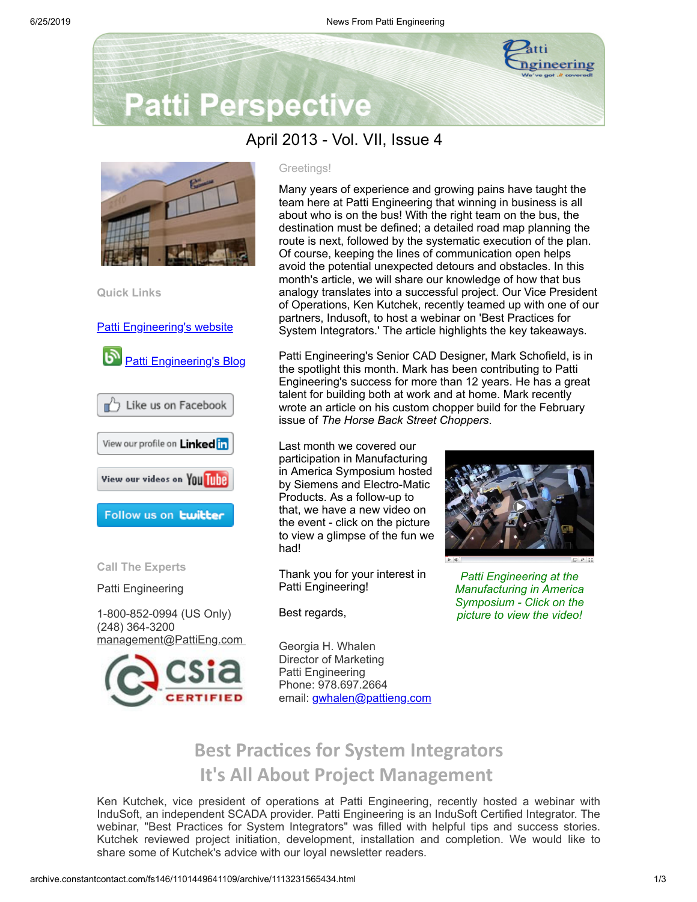# Patti Perspective

## April 2013 - Vol. VII, Issue 4

**Quick Links**

[Patti Engineering's website]

[Patti Engineering's Blog]

Like us on Facebook

View our profile on LinkedIn

View our videos on YouTube

Follow us on twitter

**Call The Experts**

Patti Engineering

1-800-852-0994 (US Only)
(248) 364-3200
management@PattiEng.com

csia CERTIFIED

Greetings!

Many years of experience and growing pains have taught the team here at Patti Engineering that winning in business is all about who is on the bus! With the right team on the bus, the destination must be defined; a detailed road map planning the route is next, followed by the systematic execution of the plan. Of course, keeping the lines of communication open helps avoid the potential unexpected detours and obstacles. In this month's article, we will share our knowledge of how that bus analogy translates into a successful project. Our Vice President of Operations, Ken Kutchek, recently teamed up with one of our partners, Indusoft, to host a webinar on 'Best Practices for System Integrators.' The article highlights the key takeaways.

Patti Engineering's Senior CAD Designer, Mark Schofield, is in the spotlight this month. Mark has been contributing to Patti Engineering's success for more than 12 years. He has a great talent for building both at work and at home. Mark recently wrote an article on his custom chopper build for the February issue of *The Horse Back Street Choppers*.

Last month we covered our participation in Manufacturing in America Symposium hosted by Siemens and Electro-Matic Products. As a follow-up to that, we have a new video on the event - click on the picture to view a glimpse of the fun we had!

*Patti Engineering at the Manufacturing in America Symposium - Click on the picture to view the video!*

Thank you for your interest in Patti Engineering!

Best regards,

Georgia H. Whalen
Director of Marketing
Patti Engineering
Phone: 978.697.2664
email: gwhalen@pattieng.com

## Best Practices for System Integrators
## It's All About Project Management

Ken Kutchek, vice president of operations at Patti Engineering, recently hosted a webinar with InduSoft, an independent SCADA provider. Patti Engineering is an InduSoft Certified Integrator. The webinar, "Best Practices for System Integrators" was filled with helpful tips and success stories. Kutchek reviewed project initiation, development, installation and completion. We would like to share some of Kutchek's advice with our loyal newsletter readers.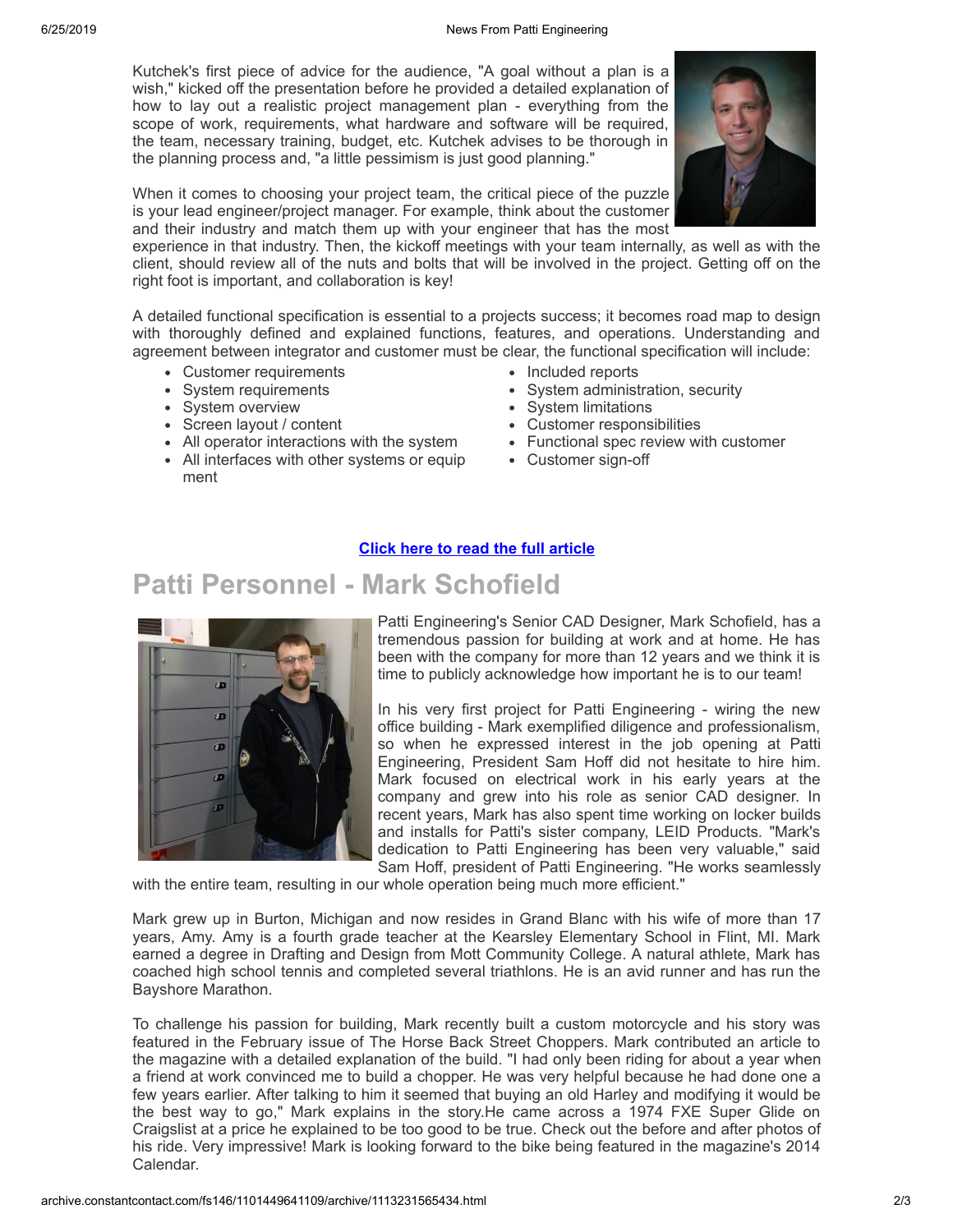Kutchek's first piece of advice for the audience, "A goal without a plan is a wish," kicked off the presentation before he provided a detailed explanation of how to lay out a realistic project management plan - everything from the scope of work, requirements, what hardware and software will be required, the team, necessary training, budget, etc. Kutchek advises to be thorough in the planning process and, "a little pessimism is just good planning."

When it comes to choosing your project team, the critical piece of the puzzle is your lead engineer/project manager. For example, think about the customer and their industry and match them up with your engineer that has the most experience in that industry. Then, the kickoff meetings with your team internally, as well as with the client, should review all of the nuts and bolts that will be involved in the project. Getting off on the right foot is important, and collaboration is key!

A detailed functional specification is essential to a projects success; it becomes road map to design with thoroughly defined and explained functions, features, and operations. Understanding and agreement between integrator and customer must be clear, the functional specification will include:

- Customer requirements
- System requirements
- System overview
- Screen layout / content
- All operator interactions with the system
- All interfaces with other systems or equipment
- Included reports
- System administration, security
- System limitations
- Customer responsibilities
- Functional spec review with customer
- Customer sign-off

**Click here to read the full article**

# Patti Personnel - Mark Schofield

Patti Engineering's Senior CAD Designer, Mark Schofield, has a tremendous passion for building at work and at home. He has been with the company for more than 12 years and we think it is time to publicly acknowledge how important he is to our team!

In his very first project for Patti Engineering - wiring the new office building - Mark exemplified diligence and professionalism, so when he expressed interest in the job opening at Patti Engineering, President Sam Hoff did not hesitate to hire him. Mark focused on electrical work in his early years at the company and grew into his role as senior CAD designer. In recent years, Mark has also spent time working on locker builds and installs for Patti's sister company, LEID Products. "Mark's dedication to Patti Engineering has been very valuable," said Sam Hoff, president of Patti Engineering. "He works seamlessly with the entire team, resulting in our whole operation being much more efficient."

Mark grew up in Burton, Michigan and now resides in Grand Blanc with his wife of more than 17 years, Amy. Amy is a fourth grade teacher at the Kearsley Elementary School in Flint, MI. Mark earned a degree in Drafting and Design from Mott Community College. A natural athlete, Mark has coached high school tennis and completed several triathlons. He is an avid runner and has run the Bayshore Marathon.

To challenge his passion for building, Mark recently built a custom motorcycle and his story was featured in the February issue of The Horse Back Street Choppers. Mark contributed an article to the magazine with a detailed explanation of the build. "I had only been riding for about a year when a friend at work convinced me to build a chopper. He was very helpful because he had done one a few years earlier. After talking to him it seemed that buying an old Harley and modifying it would be the best way to go," Mark explains in the story.He came across a 1974 FXE Super Glide on Craigslist at a price he explained to be too good to be true. Check out the before and after photos of his ride. Very impressive! Mark is looking forward to the bike being featured in the magazine's 2014 Calendar.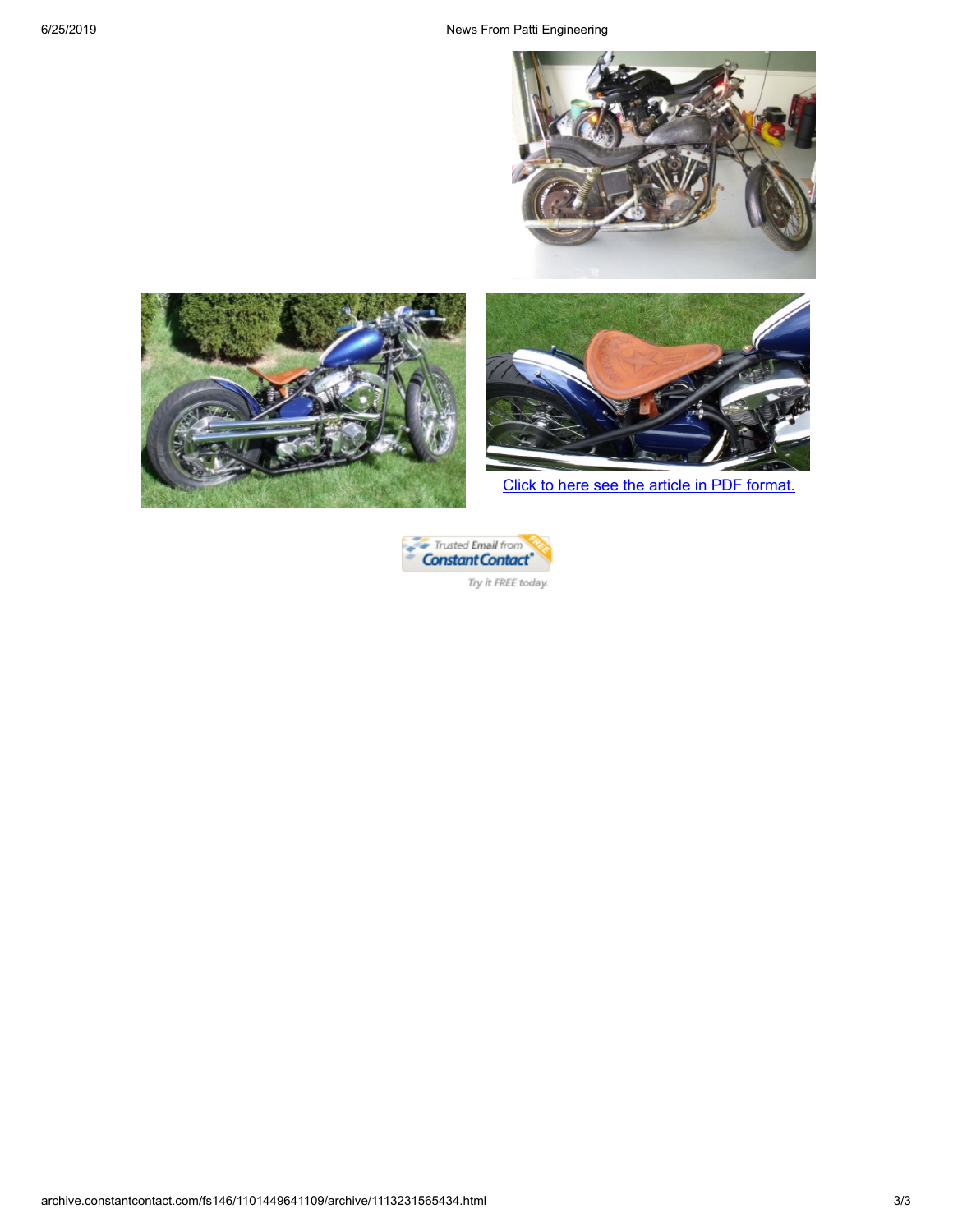Click to here see the article in PDF format.

Trusted Email from Constant Contact

Try it FREE today.